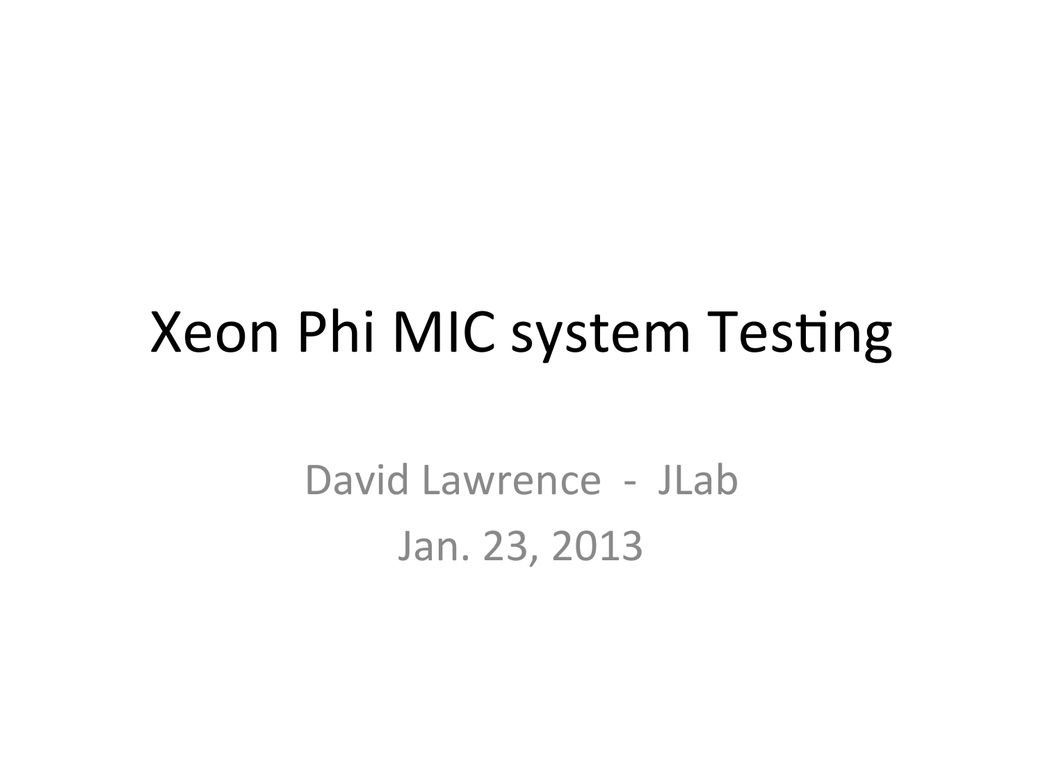# Xeon Phi MIC system Testing

David Lawrence - JLab

Jan. 23, 2013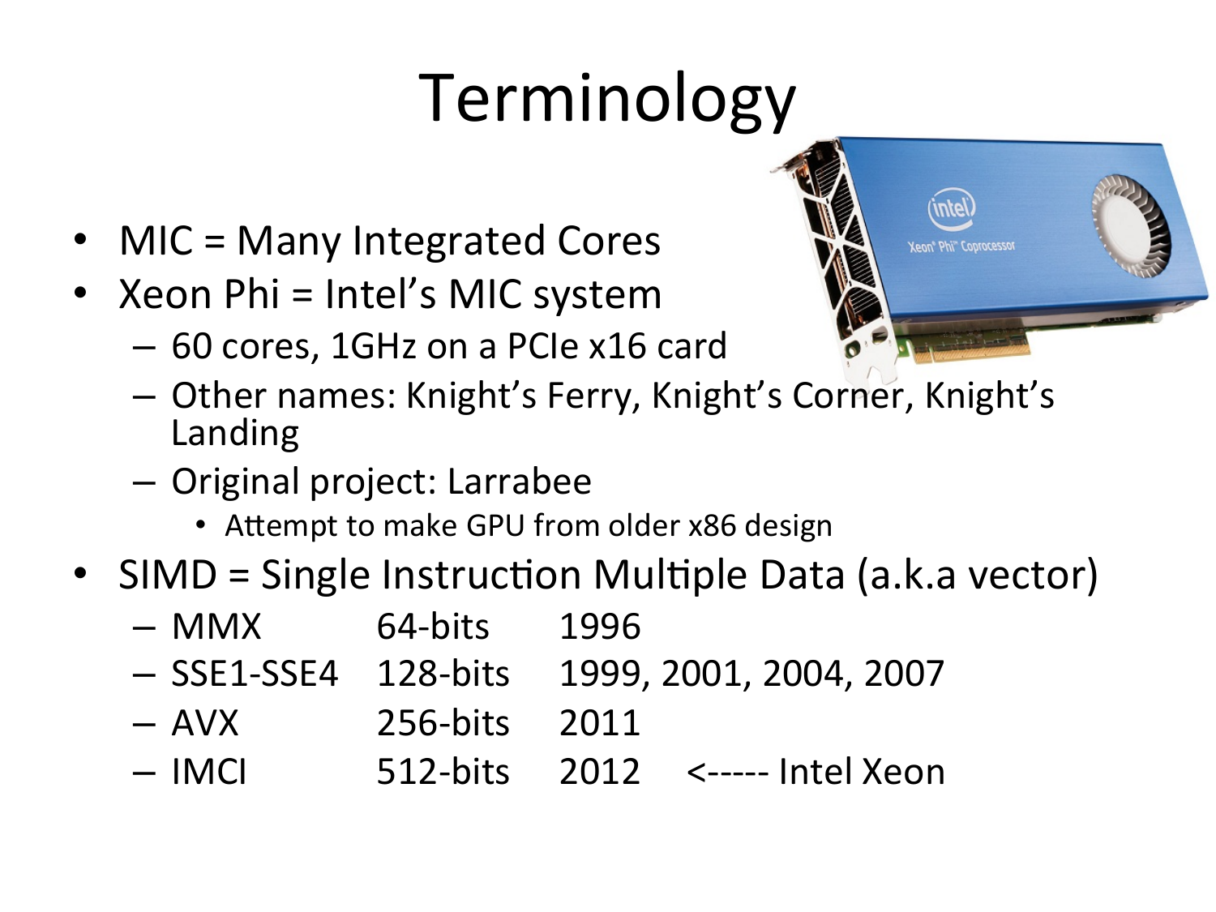# Terminology

- MIC = Many Integrated Cores
- Xeon Phi = Intel's MIC system
  - 60 cores, 1GHz on a PCIe x16 card
  - Other names: Knight's Ferry, Knight's Corner, Knight's Landing
  - Original project: Larrabee
    - Attempt to make GPU from older x86 design
- SIMD = Single Instruction Multiple Data (a.k.a vector)

| | | | |
|---|---|---|---|
| – MMX | 64-bits | 1996 | |
| – SSE1-SSE4 | 128-bits | 1999, 2001, 2004, 2007 | |
| – AVX | 256-bits | 2011 | |
| – IMCI | 512-bits | 2012 | <----- Intel Xeon |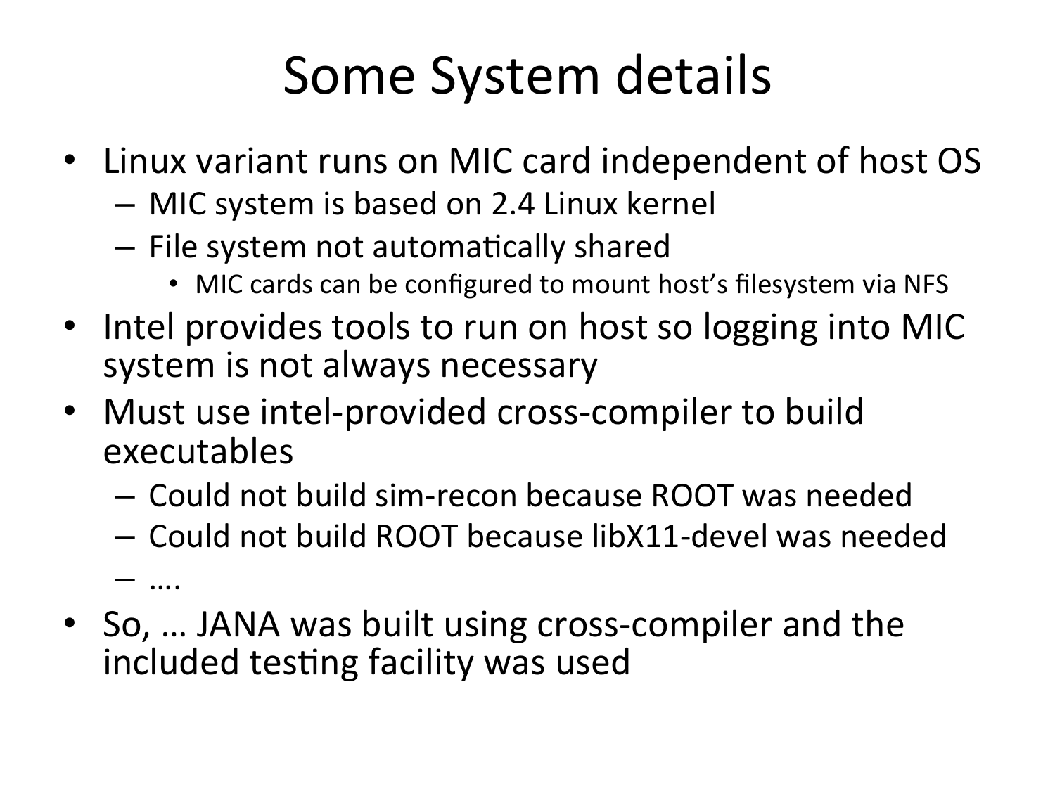# Some System details

- Linux variant runs on MIC card independent of host OS
  - MIC system is based on 2.4 Linux kernel
  - File system not automatically shared
    - MIC cards can be configured to mount host's filesystem via NFS
- Intel provides tools to run on host so logging into MIC system is not always necessary
- Must use intel-provided cross-compiler to build executables
  - Could not build sim-recon because ROOT was needed
  - Could not build ROOT because libX11-devel was needed
  - ….
- So, … JANA was built using cross-compiler and the included testing facility was used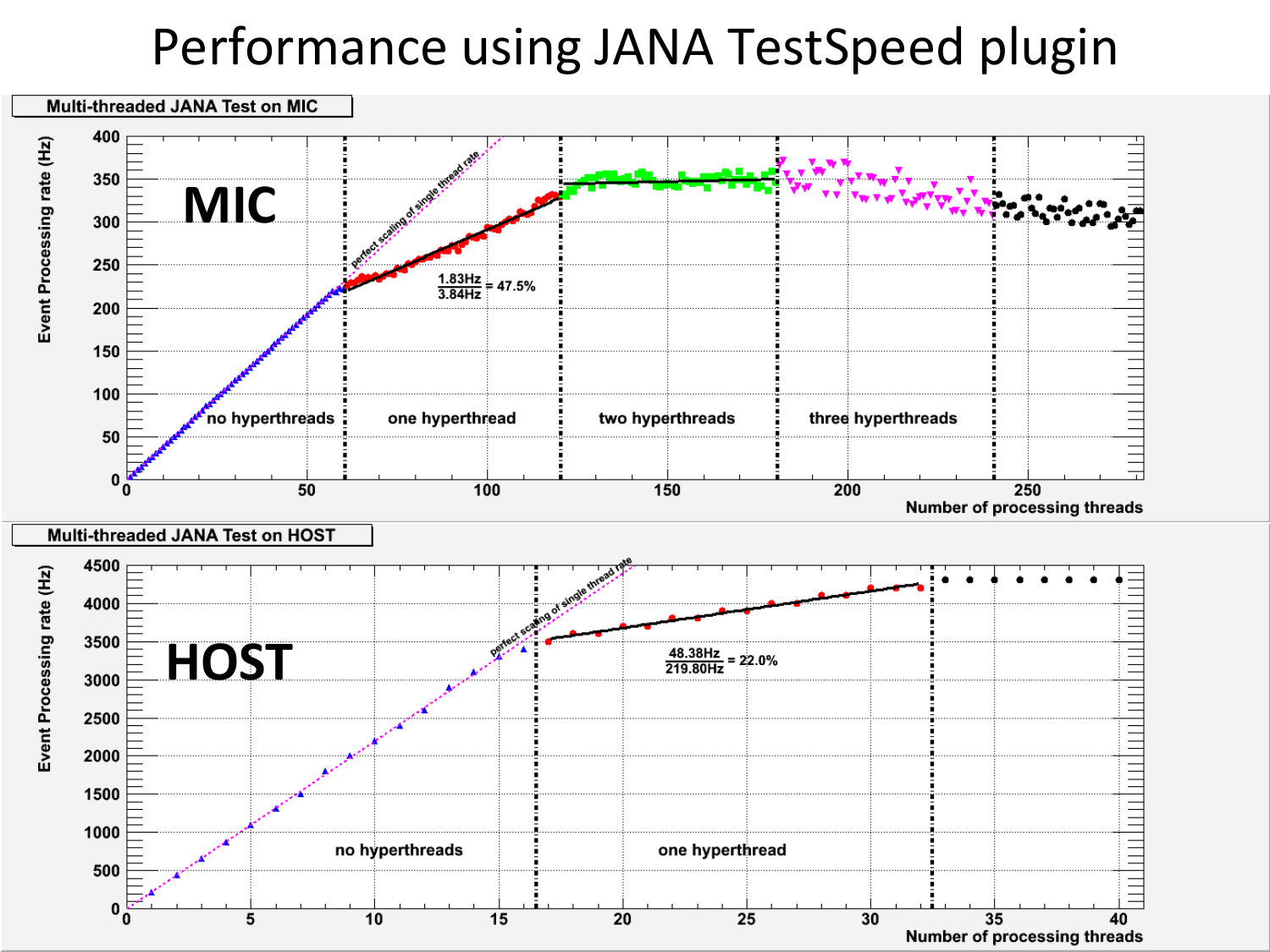# Performance using JANA TestSpeed plugin

**Multi-threaded JANA Test on MIC**

**MIC**

Event Processing rate (Hz)

Number of processing threads

perfect scaling of single thread rate

$\frac{1.83\text{Hz}}{3.84\text{Hz}} = 47.5\%$

no hyperthreads | one hyperthread | two hyperthreads | three hyperthreads

**Multi-threaded JANA Test on HOST**

**HOST**

Event Processing rate (Hz)

Number of processing threads

perfect scaling of single thread rate

$\frac{48.38\text{Hz}}{219.80\text{Hz}} = 22.0\%$

no hyperthreads | one hyperthread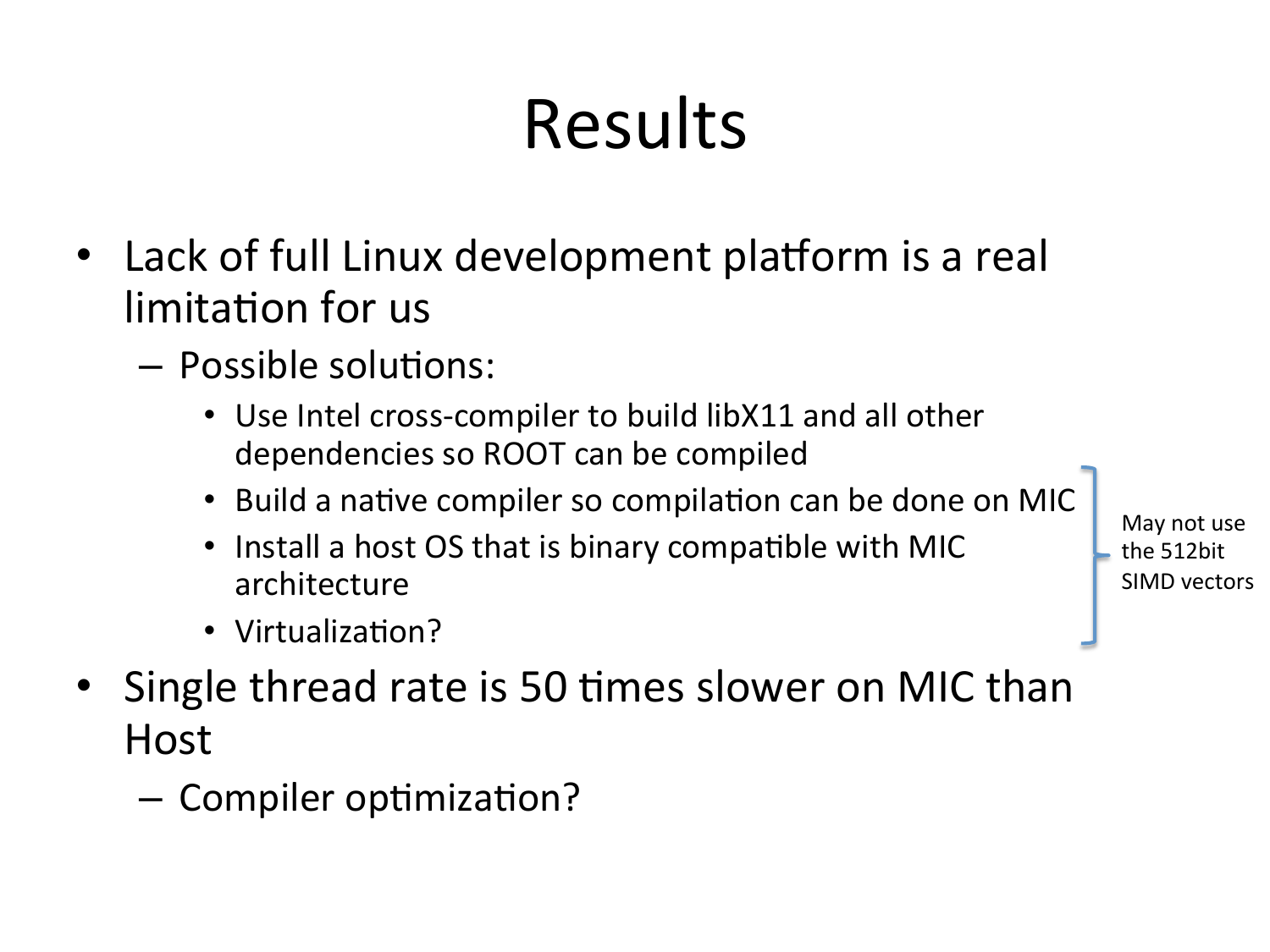# Results

- Lack of full Linux development platform is a real limitation for us
  - Possible solutions:
    - Use Intel cross-compiler to build libX11 and all other dependencies so ROOT can be compiled
    - Build a native compiler so compilation can be done on MIC
    - Install a host OS that is binary compatible with MIC architecture
    - Virtualization?

  *(The last three solutions: May not use the 512bit SIMD vectors)*

- Single thread rate is 50 times slower on MIC than Host
  - Compiler optimization?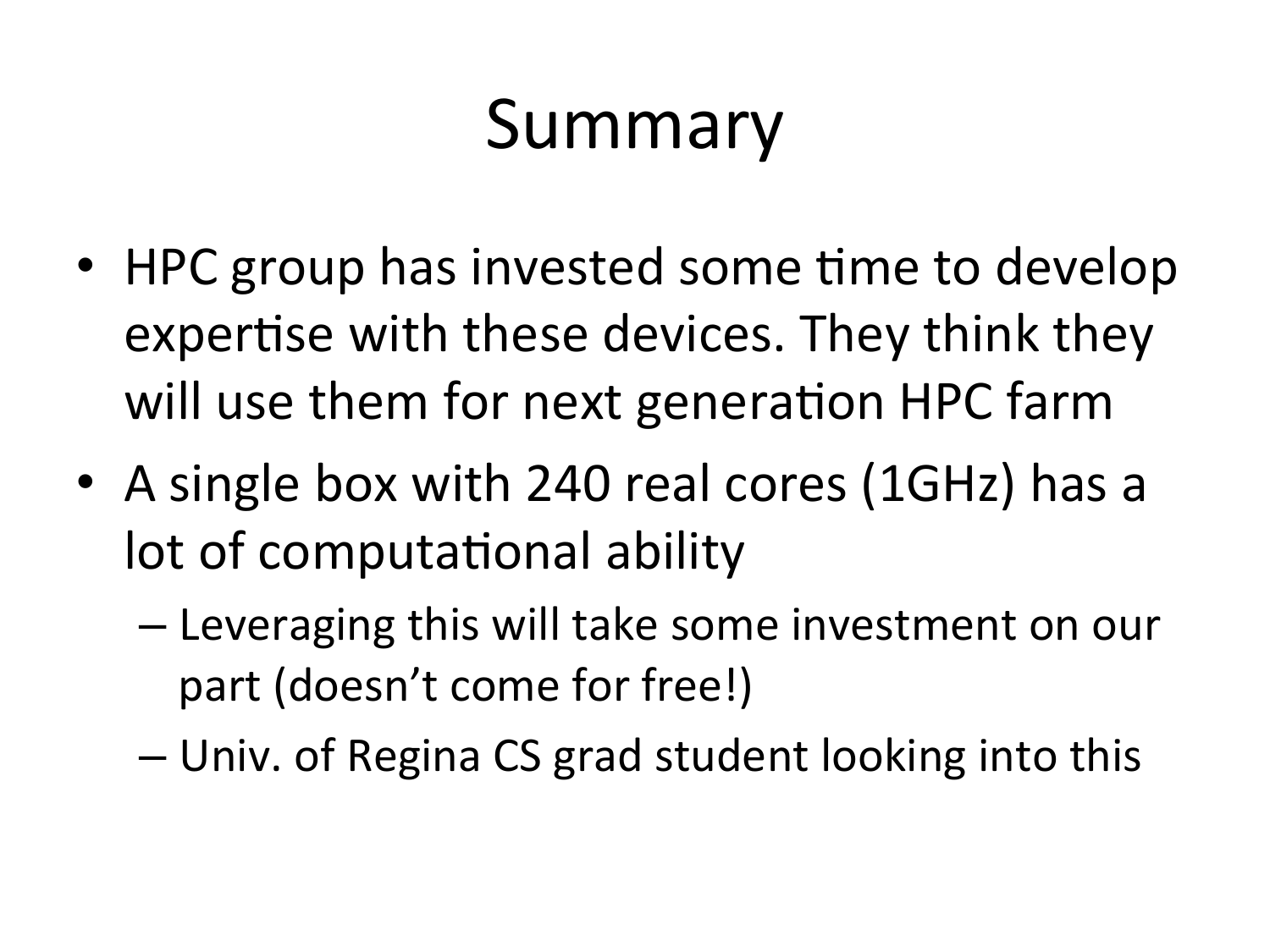# Summary

- HPC group has invested some time to develop expertise with these devices. They think they will use them for next generation HPC farm
- A single box with 240 real cores (1GHz) has a lot of computational ability
  - Leveraging this will take some investment on our part (doesn't come for free!)
  - Univ. of Regina CS grad student looking into this